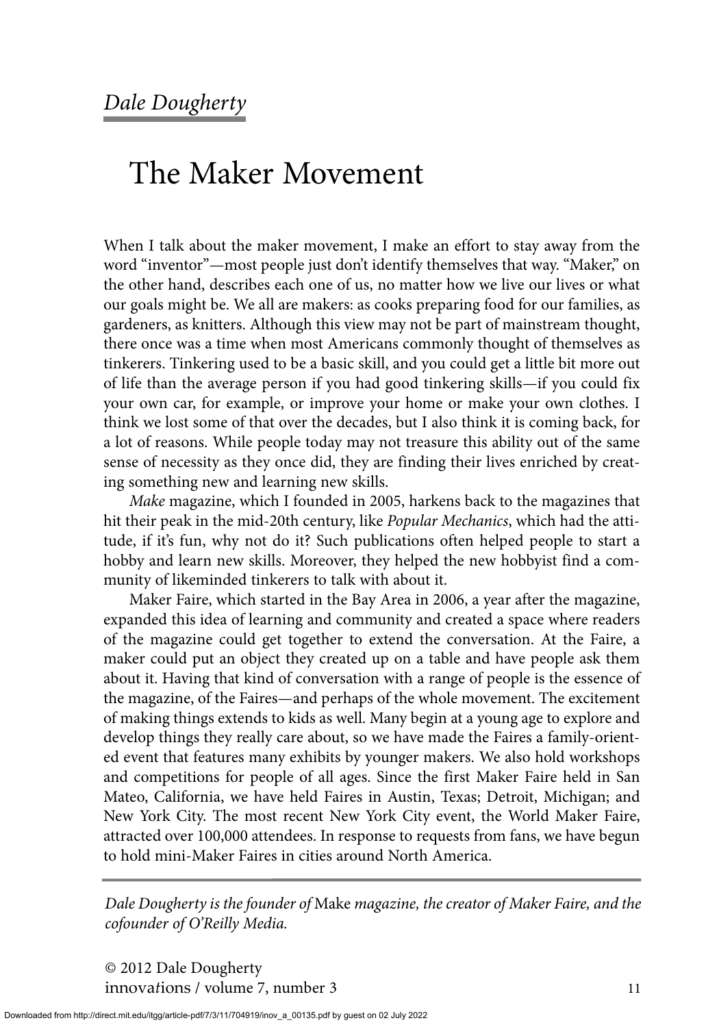*Dale Dougherty*

# The Maker Movement

When I talk about the maker movement, I make an effort to stay away from the word "inventor"—most people just don't identify themselves that way. "Maker," on the other hand, describes each one of us, no matter how we live our lives or what our goals might be. We all are makers: as cooks preparing food for our families, as gardeners, as knitters. Although this view may not be part of mainstream thought, there once was a time when most Americans commonly thought of themselves as tinkerers. Tinkering used to be a basic skill, and you could get a little bit more out of life than the average person if you had good tinkering skills—if you could fix your own car, for example, or improve your home or make your own clothes. I think we lost some of that over the decades, but I also think it is coming back, for a lot of reasons. While people today may not treasure this ability out of the same sense of necessity as they once did, they are finding their lives enriched by creating something new and learning new skills.

*Make* magazine, which I founded in 2005, harkens back to the magazines that hit their peak in the mid-20th century, like *Popular Mechanics*, which had the attitude, if it's fun, why not do it? Such publications often helped people to start a hobby and learn new skills. Moreover, they helped the new hobbyist find a community of likeminded tinkerers to talk with about it.

Maker Faire, which started in the Bay Area in 2006, a year after the magazine, expanded this idea of learning and community and created a space where readers of the magazine could get together to extend the conversation. At the Faire, a maker could put an object they created up on a table and have people ask them about it. Having that kind of conversation with a range of people is the essence of the magazine, of the Faires—and perhaps of the whole movement. The excitement of making things extends to kids as well. Many begin at a young age to explore and develop things they really care about, so we have made the Faires a family-oriented event that features many exhibits by younger makers. We also hold workshops and competitions for people of all ages. Since the first Maker Faire held in San Mateo, California, we have held Faires in Austin, Texas; Detroit, Michigan; and New York City. The most recent New York City event, the World Maker Faire, attracted over 100,000 attendees. In response to requests from fans, we have begun to hold mini-Maker Faires in cities around North America.

---

*Dale Dougherty is the founder of* Make *magazine, the creator of Maker Faire, and the cofounder of O'Reilly Media.*

© 2012 Dale Dougherty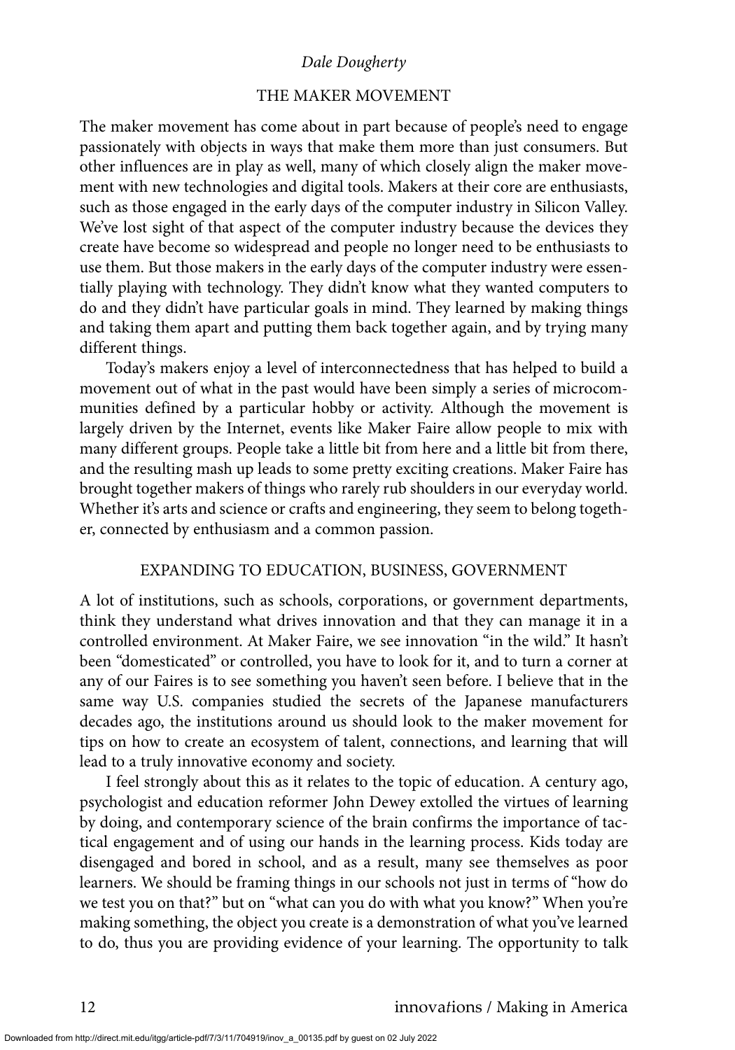*Dale Dougherty*

## THE MAKER MOVEMENT

The maker movement has come about in part because of people's need to engage passionately with objects in ways that make them more than just consumers. But other influences are in play as well, many of which closely align the maker movement with new technologies and digital tools. Makers at their core are enthusiasts, such as those engaged in the early days of the computer industry in Silicon Valley. We've lost sight of that aspect of the computer industry because the devices they create have become so widespread and people no longer need to be enthusiasts to use them. But those makers in the early days of the computer industry were essentially playing with technology. They didn't know what they wanted computers to do and they didn't have particular goals in mind. They learned by making things and taking them apart and putting them back together again, and by trying many different things.

Today's makers enjoy a level of interconnectedness that has helped to build a movement out of what in the past would have been simply a series of microcommunities defined by a particular hobby or activity. Although the movement is largely driven by the Internet, events like Maker Faire allow people to mix with many different groups. People take a little bit from here and a little bit from there, and the resulting mash up leads to some pretty exciting creations. Maker Faire has brought together makers of things who rarely rub shoulders in our everyday world. Whether it's arts and science or crafts and engineering, they seem to belong together, connected by enthusiasm and a common passion.

## EXPANDING TO EDUCATION, BUSINESS, GOVERNMENT

A lot of institutions, such as schools, corporations, or government departments, think they understand what drives innovation and that they can manage it in a controlled environment. At Maker Faire, we see innovation "in the wild." It hasn't been "domesticated" or controlled, you have to look for it, and to turn a corner at any of our Faires is to see something you haven't seen before. I believe that in the same way U.S. companies studied the secrets of the Japanese manufacturers decades ago, the institutions around us should look to the maker movement for tips on how to create an ecosystem of talent, connections, and learning that will lead to a truly innovative economy and society.

I feel strongly about this as it relates to the topic of education. A century ago, psychologist and education reformer John Dewey extolled the virtues of learning by doing, and contemporary science of the brain confirms the importance of tactical engagement and of using our hands in the learning process. Kids today are disengaged and bored in school, and as a result, many see themselves as poor learners. We should be framing things in our schools not just in terms of "how do we test you on that?" but on "what can you do with what you know?" When you're making something, the object you create is a demonstration of what you've learned to do, thus you are providing evidence of your learning. The opportunity to talk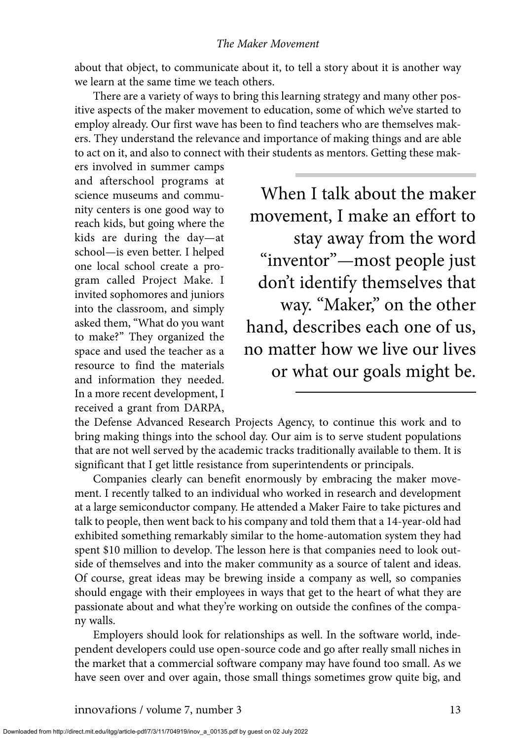about that object, to communicate about it, to tell a story about it is another way we learn at the same time we teach others.

There are a variety of ways to bring this learning strategy and many other positive aspects of the maker movement to education, some of which we've started to employ already. Our first wave has been to find teachers who are themselves makers. They understand the relevance and importance of making things and are able to act on it, and also to connect with their students as mentors. Getting these makers involved in summer camps and afterschool programs at science museums and community centers is one good way to reach kids, but going where the kids are during the day—at school—is even better. I helped one local school create a program called Project Make. I invited sophomores and juniors into the classroom, and simply asked them, "What do you want to make?" They organized the space and used the teacher as a resource to find the materials and information they needed. In a more recent development, I received a grant from DARPA, the Defense Advanced Research Projects Agency, to continue this work and to bring making things into the school day. Our aim is to serve student populations that are not well served by the academic tracks traditionally available to them. It is significant that I get little resistance from superintendents or principals.

> When I talk about the maker movement, I make an effort to stay away from the word "inventor"—most people just don't identify themselves that way. "Maker," on the other hand, describes each one of us, no matter how we live our lives or what our goals might be.

Companies clearly can benefit enormously by embracing the maker movement. I recently talked to an individual who worked in research and development at a large semiconductor company. He attended a Maker Faire to take pictures and talk to people, then went back to his company and told them that a 14-year-old had exhibited something remarkably similar to the home-automation system they had spent $10 million to develop. The lesson here is that companies need to look outside of themselves and into the maker community as a source of talent and ideas. Of course, great ideas may be brewing inside a company as well, so companies should engage with their employees in ways that get to the heart of what they are passionate about and what they're working on outside the confines of the company walls.

Employers should look for relationships as well. In the software world, independent developers could use open-source code and go after really small niches in the market that a commercial software company may have found too small. As we have seen over and over again, those small things sometimes grow quite big, and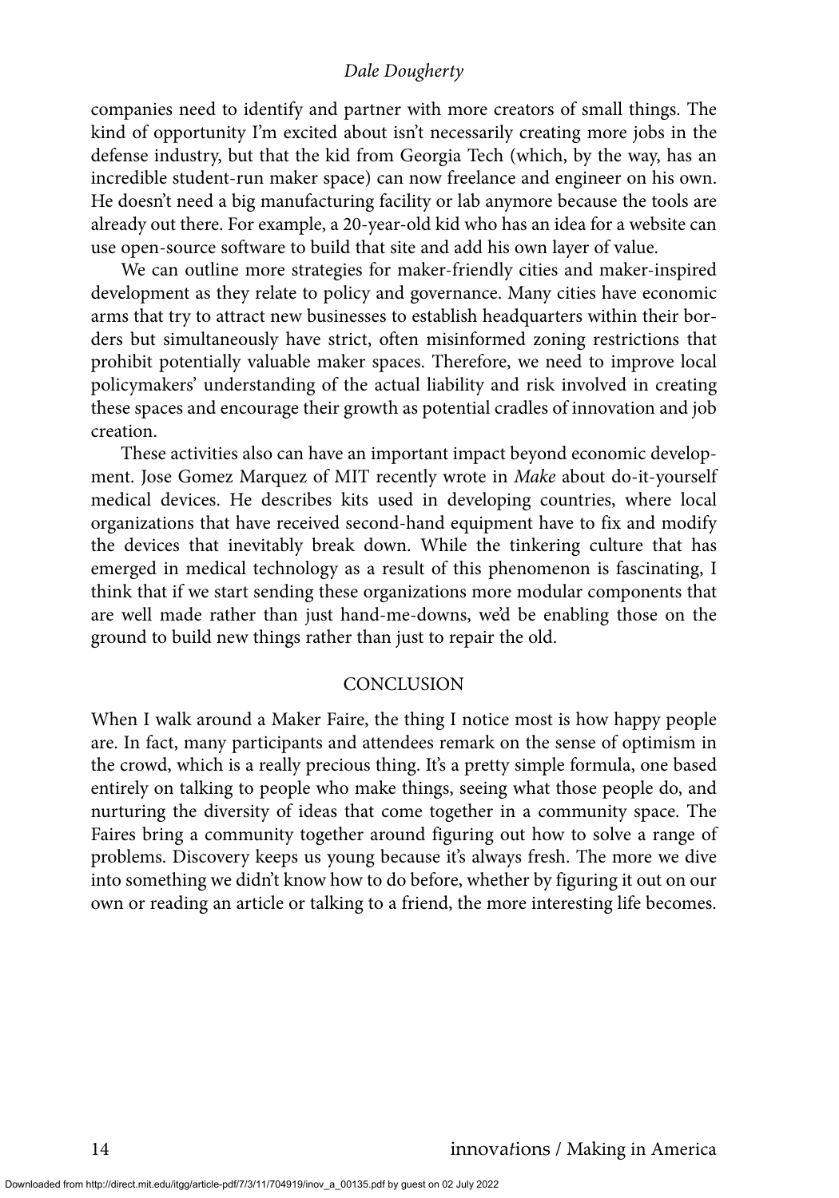companies need to identify and partner with more creators of small things. The kind of opportunity I'm excited about isn't necessarily creating more jobs in the defense industry, but that the kid from Georgia Tech (which, by the way, has an incredible student-run maker space) can now freelance and engineer on his own. He doesn't need a big manufacturing facility or lab anymore because the tools are already out there. For example, a 20-year-old kid who has an idea for a website can use open-source software to build that site and add his own layer of value.

We can outline more strategies for maker-friendly cities and maker-inspired development as they relate to policy and governance. Many cities have economic arms that try to attract new businesses to establish headquarters within their borders but simultaneously have strict, often misinformed zoning restrictions that prohibit potentially valuable maker spaces. Therefore, we need to improve local policymakers' understanding of the actual liability and risk involved in creating these spaces and encourage their growth as potential cradles of innovation and job creation.

These activities also can have an important impact beyond economic development. Jose Gomez Marquez of MIT recently wrote in *Make* about do-it-yourself medical devices. He describes kits used in developing countries, where local organizations that have received second-hand equipment have to fix and modify the devices that inevitably break down. While the tinkering culture that has emerged in medical technology as a result of this phenomenon is fascinating, I think that if we start sending these organizations more modular components that are well made rather than just hand-me-downs, we'd be enabling those on the ground to build new things rather than just to repair the old.

## CONCLUSION

When I walk around a Maker Faire, the thing I notice most is how happy people are. In fact, many participants and attendees remark on the sense of optimism in the crowd, which is a really precious thing. It's a pretty simple formula, one based entirely on talking to people who make things, seeing what those people do, and nurturing the diversity of ideas that come together in a community space. The Faires bring a community together around figuring out how to solve a range of problems. Discovery keeps us young because it's always fresh. The more we dive into something we didn't know how to do before, whether by figuring it out on our own or reading an article or talking to a friend, the more interesting life becomes.